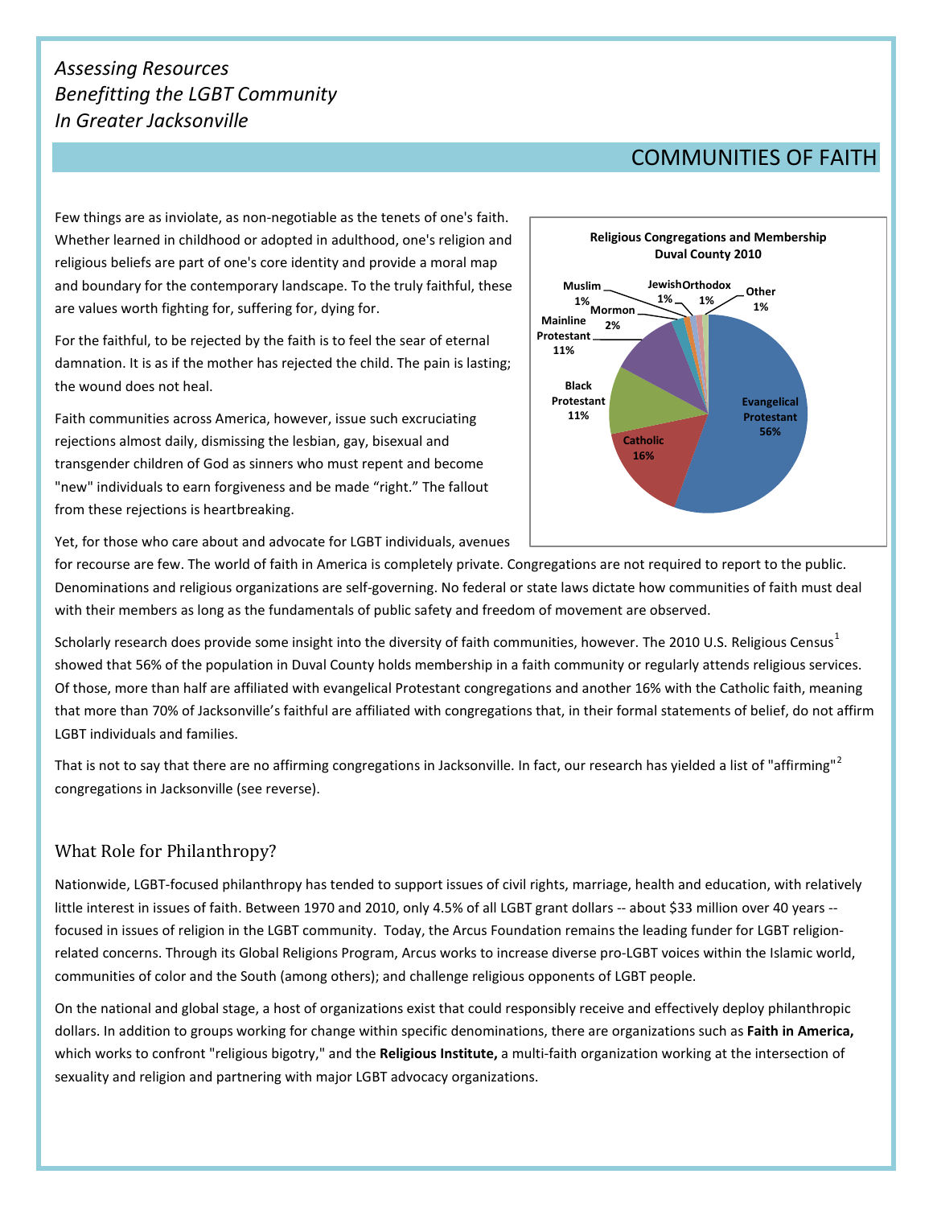*Assessing Resources*
*Benefitting the LGBT Community*
*In Greater Jacksonville*

# COMMUNITIES OF FAITH

Few things are as inviolate, as non-negotiable as the tenets of one's faith. Whether learned in childhood or adopted in adulthood, one's religion and religious beliefs are part of one's core identity and provide a moral map and boundary for the contemporary landscape. To the truly faithful, these are values worth fighting for, suffering for, dying for.

For the faithful, to be rejected by the faith is to feel the sear of eternal damnation. It is as if the mother has rejected the child. The pain is lasting; the wound does not heal.

Faith communities across America, however, issue such excruciating rejections almost daily, dismissing the lesbian, gay, bisexual and transgender children of God as sinners who must repent and become "new" individuals to earn forgiveness and be made "right." The fallout from these rejections is heartbreaking.

**Religious Congregations and Membership Duval County 2010**

| Group | Percentage |
|---|---|
| Evangelical Protestant | 56% |
| Catholic | 16% |
| Black Protestant | 11% |
| Mainline Protestant | 11% |
| Mormon | 2% |
| Muslim | 1% |
| Jewish | 1% |
| Orthodox | 1% |
| Other | 1% |

Yet, for those who care about and advocate for LGBT individuals, avenues for recourse are few. The world of faith in America is completely private. Congregations are not required to report to the public. Denominations and religious organizations are self-governing. No federal or state laws dictate how communities of faith must deal with their members as long as the fundamentals of public safety and freedom of movement are observed.

Scholarly research does provide some insight into the diversity of faith communities, however. The 2010 U.S. Religious Census[1] showed that 56% of the population in Duval County holds membership in a faith community or regularly attends religious services. Of those, more than half are affiliated with evangelical Protestant congregations and another 16% with the Catholic faith, meaning that more than 70% of Jacksonville's faithful are affiliated with congregations that, in their formal statements of belief, do not affirm LGBT individuals and families.

That is not to say that there are no affirming congregations in Jacksonville. In fact, our research has yielded a list of "affirming"[2] congregations in Jacksonville (see reverse).

## What Role for Philanthropy?

Nationwide, LGBT-focused philanthropy has tended to support issues of civil rights, marriage, health and education, with relatively little interest in issues of faith. Between 1970 and 2010, only 4.5% of all LGBT grant dollars -- about $33 million over 40 years -- focused in issues of religion in the LGBT community. Today, the Arcus Foundation remains the leading funder for LGBT religion-related concerns. Through its Global Religions Program, Arcus works to increase diverse pro-LGBT voices within the Islamic world, communities of color and the South (among others); and challenge religious opponents of LGBT people.

On the national and global stage, a host of organizations exist that could responsibly receive and effectively deploy philanthropic dollars. In addition to groups working for change within specific denominations, there are organizations such as **Faith in America,** which works to confront "religious bigotry," and the **Religious Institute,** a multi-faith organization working at the intersection of sexuality and religion and partnering with major LGBT advocacy organizations.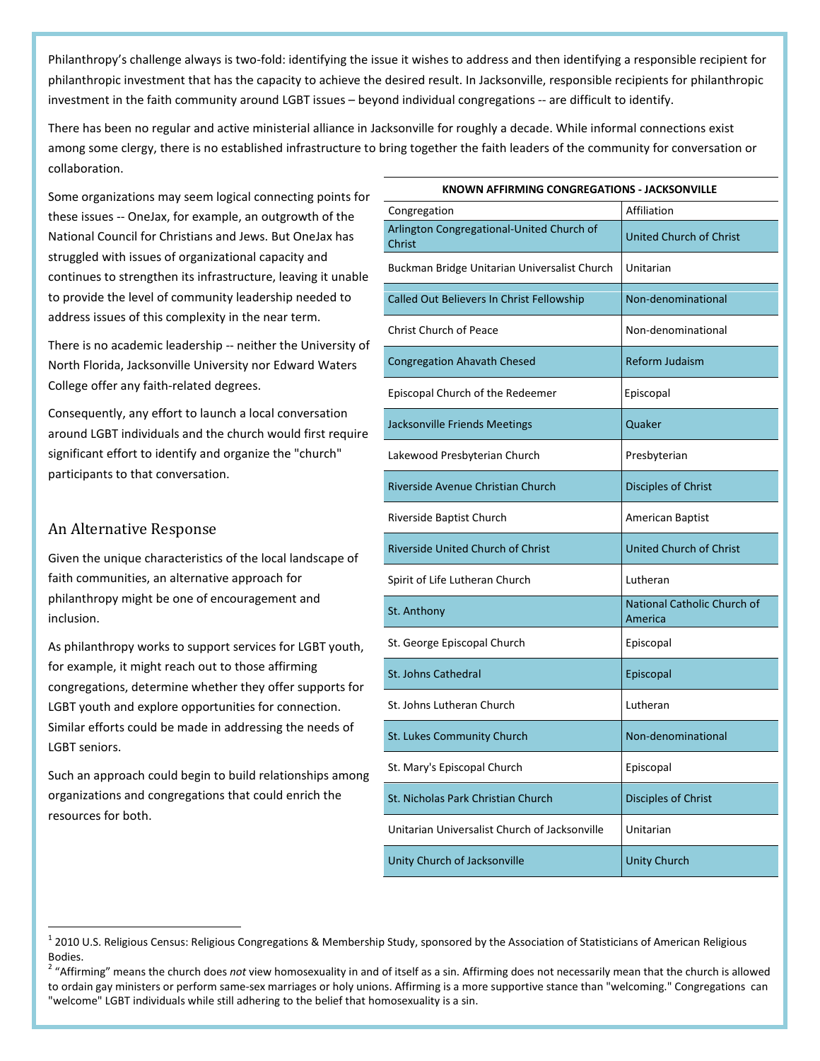Philanthropy's challenge always is two-fold: identifying the issue it wishes to address and then identifying a responsible recipient for philanthropic investment that has the capacity to achieve the desired result. In Jacksonville, responsible recipients for philanthropic investment in the faith community around LGBT issues – beyond individual congregations -- are difficult to identify.

There has been no regular and active ministerial alliance in Jacksonville for roughly a decade. While informal connections exist among some clergy, there is no established infrastructure to bring together the faith leaders of the community for conversation or collaboration.

Some organizations may seem logical connecting points for these issues -- OneJax, for example, an outgrowth of the National Council for Christians and Jews. But OneJax has struggled with issues of organizational capacity and continues to strengthen its infrastructure, leaving it unable to provide the level of community leadership needed to address issues of this complexity in the near term.

There is no academic leadership -- neither the University of North Florida, Jacksonville University nor Edward Waters College offer any faith-related degrees.

Consequently, any effort to launch a local conversation around LGBT individuals and the church would first require significant effort to identify and organize the "church" participants to that conversation.

## An Alternative Response

Given the unique characteristics of the local landscape of faith communities, an alternative approach for philanthropy might be one of encouragement and inclusion.

As philanthropy works to support services for LGBT youth, for example, it might reach out to those affirming congregations, determine whether they offer supports for LGBT youth and explore opportunities for connection. Similar efforts could be made in addressing the needs of LGBT seniors.

Such an approach could begin to build relationships among organizations and congregations that could enrich the resources for both.

**KNOWN AFFIRMING CONGREGATIONS - JACKSONVILLE**

| Congregation | Affiliation |
|---|---|
| Arlington Congregational-United Church of Christ | United Church of Christ |
| Buckman Bridge Unitarian Universalist Church | Unitarian |
| Called Out Believers In Christ Fellowship | Non-denominational |
| Christ Church of Peace | Non-denominational |
| Congregation Ahavath Chesed | Reform Judaism |
| Episcopal Church of the Redeemer | Episcopal |
| Jacksonville Friends Meetings | Quaker |
| Lakewood Presbyterian Church | Presbyterian |
| Riverside Avenue Christian Church | Disciples of Christ |
| Riverside Baptist Church | American Baptist |
| Riverside United Church of Christ | United Church of Christ |
| Spirit of Life Lutheran Church | Lutheran |
| St. Anthony | National Catholic Church of America |
| St. George Episcopal Church | Episcopal |
| St. Johns Cathedral | Episcopal |
| St. Johns Lutheran Church | Lutheran |
| St. Lukes Community Church | Non-denominational |
| St. Mary's Episcopal Church | Episcopal |
| St. Nicholas Park Christian Church | Disciples of Christ |
| Unitarian Universalist Church of Jacksonville | Unitarian |
| Unity Church of Jacksonville | Unity Church |

[1] 2010 U.S. Religious Census: Religious Congregations & Membership Study, sponsored by the Association of Statisticians of American Religious Bodies.

[2] "Affirming" means the church does *not* view homosexuality in and of itself as a sin. Affirming does not necessarily mean that the church is allowed to ordain gay ministers or perform same-sex marriages or holy unions. Affirming is a more supportive stance than "welcoming." Congregations can "welcome" LGBT individuals while still adhering to the belief that homosexuality is a sin.